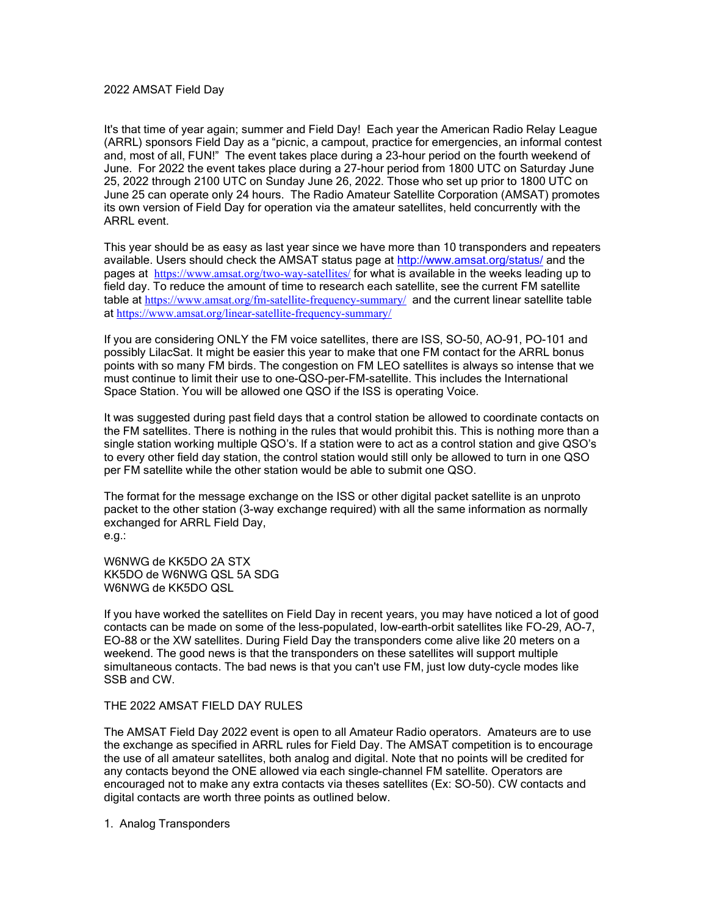# 2022 AMSAT Field Day

It's that time of year again; summer and Field Day! Each year the American Radio Relay League (ARRL) sponsors Field Day as a "picnic, a campout, practice for emergencies, an informal contest and, most of all, FUN!" The event takes place during a 23-hour period on the fourth weekend of June. For 2022 the event takes place during a 27-hour period from 1800 UTC on Saturday June 25, 2022 through 2100 UTC on Sunday June 26, 2022. Those who set up prior to 1800 UTC on June 25 can operate only 24 hours. The Radio Amateur Satellite Corporation (AMSAT) promotes its own version of Field Day for operation via the amateur satellites, held concurrently with the ARRL event.

This year should be as easy as last year since we have more than 10 transponders and repeaters available. Users should check the AMSAT status page at http://www.amsat.org/status/ and the pages at https://www.amsat.org/two-way-satellites/ for what is available in the weeks leading up to field day. To reduce the amount of time to research each satellite, see the current FM satellite table at https://www.amsat.org/fm-satellite-frequency-summary/ and the current linear satellite table at https://www.amsat.org/linear-satellite-frequency-summary/

If you are considering ONLY the FM voice satellites, there are ISS, SO-50, AO-91, PO-101 and possibly LilacSat. It might be easier this year to make that one FM contact for the ARRL bonus points with so many FM birds. The congestion on FM LEO satellites is always so intense that we must continue to limit their use to one-QSO-per-FM-satellite. This includes the International Space Station. You will be allowed one QSO if the ISS is operating Voice.

It was suggested during past field days that a control station be allowed to coordinate contacts on the FM satellites. There is nothing in the rules that would prohibit this. This is nothing more than a single station working multiple QSO's. If a station were to act as a control station and give QSO's to every other field day station, the control station would still only be allowed to turn in one QSO per FM satellite while the other station would be able to submit one QSO.

The format for the message exchange on the ISS or other digital packet satellite is an unproto packet to the other station (3-way exchange required) with all the same information as normally exchanged for ARRL Field Day,
e.g.:

W6NWG de KK5DO 2A STX
KK5DO de W6NWG QSL 5A SDG
W6NWG de KK5DO QSL

If you have worked the satellites on Field Day in recent years, you may have noticed a lot of good contacts can be made on some of the less-populated, low-earth-orbit satellites like FO-29, AO-7, EO-88 or the XW satellites. During Field Day the transponders come alive like 20 meters on a weekend. The good news is that the transponders on these satellites will support multiple simultaneous contacts. The bad news is that you can't use FM, just low duty-cycle modes like SSB and CW.

## THE 2022 AMSAT FIELD DAY RULES

The AMSAT Field Day 2022 event is open to all Amateur Radio operators. Amateurs are to use the exchange as specified in ARRL rules for Field Day. The AMSAT competition is to encourage the use of all amateur satellites, both analog and digital. Note that no points will be credited for any contacts beyond the ONE allowed via each single-channel FM satellite. Operators are encouraged not to make any extra contacts via theses satellites (Ex: SO-50). CW contacts and digital contacts are worth three points as outlined below.

1. Analog Transponders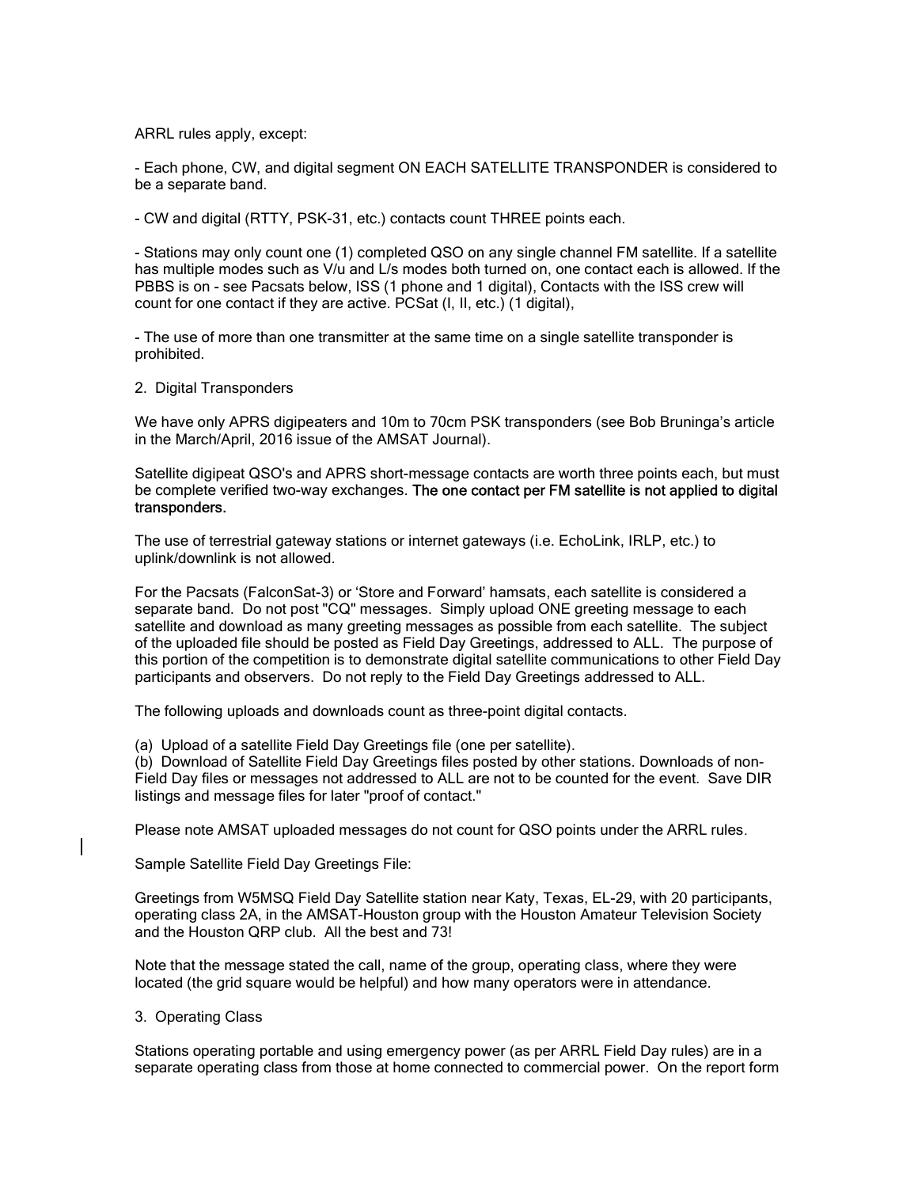ARRL rules apply, except:

- Each phone, CW, and digital segment ON EACH SATELLITE TRANSPONDER is considered to be a separate band.

- CW and digital (RTTY, PSK-31, etc.) contacts count THREE points each.

- Stations may only count one (1) completed QSO on any single channel FM satellite. If a satellite has multiple modes such as V/u and L/s modes both turned on, one contact each is allowed. If the PBBS is on - see Pacsats below, ISS (1 phone and 1 digital), Contacts with the ISS crew will count for one contact if they are active. PCSat (I, II, etc.) (1 digital),

- The use of more than one transmitter at the same time on a single satellite transponder is prohibited.

2. Digital Transponders

We have only APRS digipeaters and 10m to 70cm PSK transponders (see Bob Bruninga's article in the March/April, 2016 issue of the AMSAT Journal).

Satellite digipeat QSO's and APRS short-message contacts are worth three points each, but must be complete verified two-way exchanges. **The one contact per FM satellite is not applied to digital transponders.**

The use of terrestrial gateway stations or internet gateways (i.e. EchoLink, IRLP, etc.) to uplink/downlink is not allowed.

For the Pacsats (FalconSat-3) or 'Store and Forward' hamsats, each satellite is considered a separate band. Do not post "CQ" messages. Simply upload ONE greeting message to each satellite and download as many greeting messages as possible from each satellite. The subject of the uploaded file should be posted as Field Day Greetings, addressed to ALL. The purpose of this portion of the competition is to demonstrate digital satellite communications to other Field Day participants and observers. Do not reply to the Field Day Greetings addressed to ALL.

The following uploads and downloads count as three-point digital contacts.

(a) Upload of a satellite Field Day Greetings file (one per satellite).
(b) Download of Satellite Field Day Greetings files posted by other stations. Downloads of non-Field Day files or messages not addressed to ALL are not to be counted for the event. Save DIR listings and message files for later "proof of contact."

Please note AMSAT uploaded messages do not count for QSO points under the ARRL rules.

Sample Satellite Field Day Greetings File:

Greetings from W5MSQ Field Day Satellite station near Katy, Texas, EL-29, with 20 participants, operating class 2A, in the AMSAT-Houston group with the Houston Amateur Television Society and the Houston QRP club. All the best and 73!

Note that the message stated the call, name of the group, operating class, where they were located (the grid square would be helpful) and how many operators were in attendance.

3. Operating Class

Stations operating portable and using emergency power (as per ARRL Field Day rules) are in a separate operating class from those at home connected to commercial power. On the report form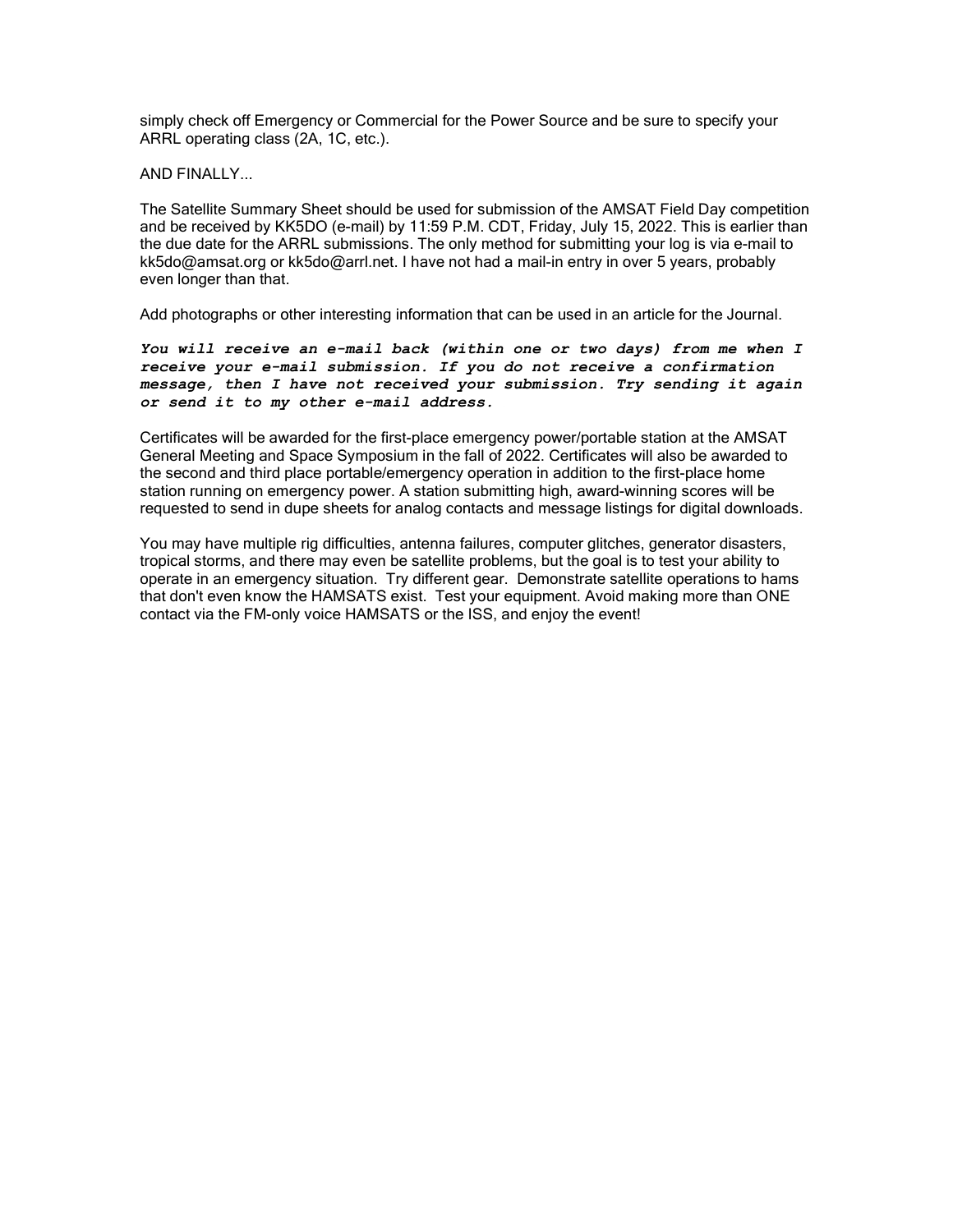simply check off Emergency or Commercial for the Power Source and be sure to specify your ARRL operating class (2A, 1C, etc.).

AND FINALLY...

The Satellite Summary Sheet should be used for submission of the AMSAT Field Day competition and be received by KK5DO (e-mail) by 11:59 P.M. CDT, Friday, July 15, 2022. This is earlier than the due date for the ARRL submissions. The only method for submitting your log is via e-mail to kk5do@amsat.org or kk5do@arrl.net. I have not had a mail-in entry in over 5 years, probably even longer than that.

Add photographs or other interesting information that can be used in an article for the Journal.

***You will receive an e-mail back (within one or two days) from me when I receive your e-mail submission. If you do not receive a confirmation message, then I have not received your submission. Try sending it again or send it to my other e-mail address.***

Certificates will be awarded for the first-place emergency power/portable station at the AMSAT General Meeting and Space Symposium in the fall of 2022. Certificates will also be awarded to the second and third place portable/emergency operation in addition to the first-place home station running on emergency power. A station submitting high, award-winning scores will be requested to send in dupe sheets for analog contacts and message listings for digital downloads.

You may have multiple rig difficulties, antenna failures, computer glitches, generator disasters, tropical storms, and there may even be satellite problems, but the goal is to test your ability to operate in an emergency situation. Try different gear. Demonstrate satellite operations to hams that don't even know the HAMSATS exist. Test your equipment. Avoid making more than ONE contact via the FM-only voice HAMSATS or the ISS, and enjoy the event!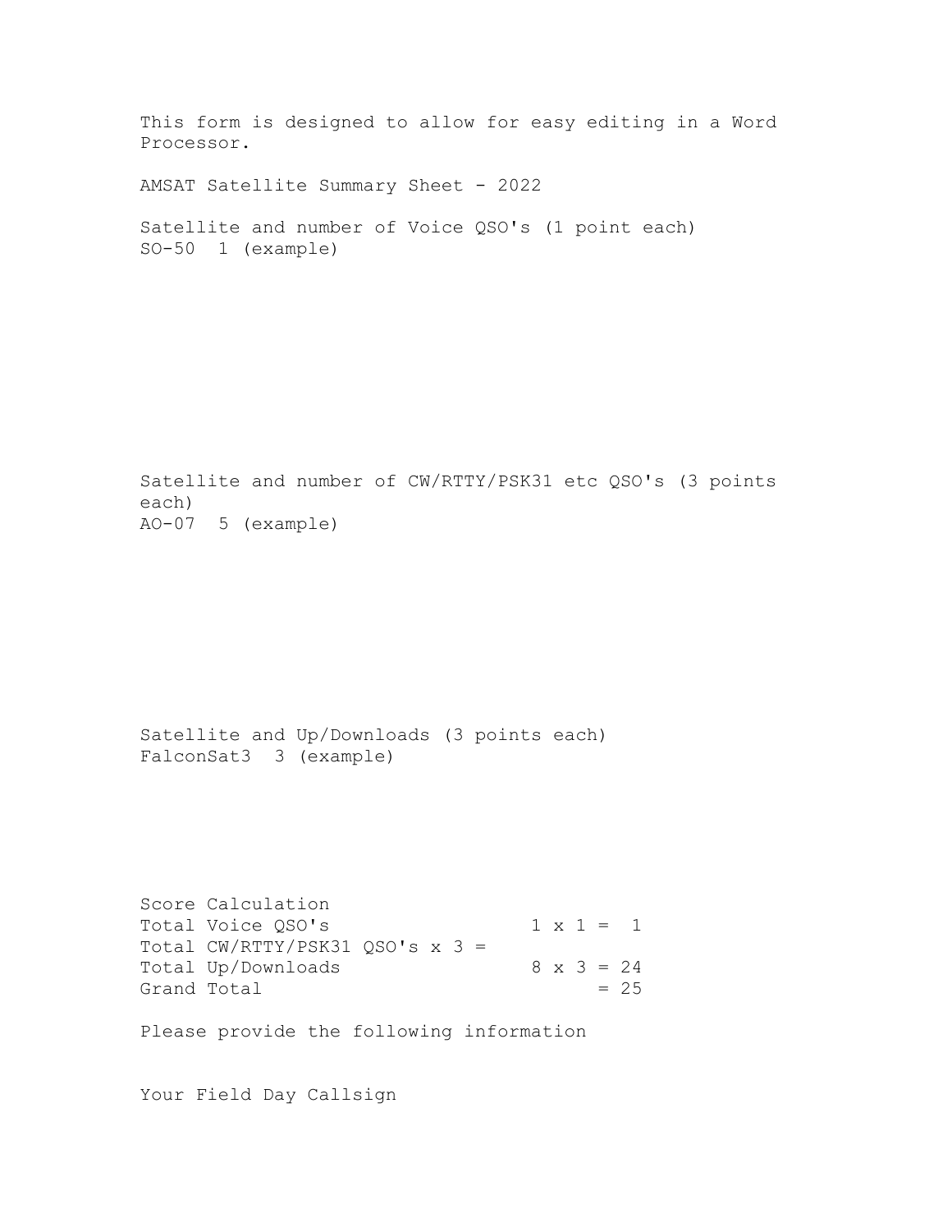This form is designed to allow for easy editing in a Word Processor.

AMSAT Satellite Summary Sheet - 2022

Satellite and number of Voice QSO's (1 point each)
SO-50  1 (example)

Satellite and number of CW/RTTY/PSK31 etc QSO's (3 points each)
AO-07  5 (example)

Satellite and Up/Downloads (3 points each)
FalconSat3  3 (example)

Score Calculation

```
Total Voice QSO's                1 x 1 =  1
Total CW/RTTY/PSK31 QSO's x 3 =
Total Up/Downloads               8 x 3 = 24
Grand Total                            = 25
```

Please provide the following information

Your Field Day Callsign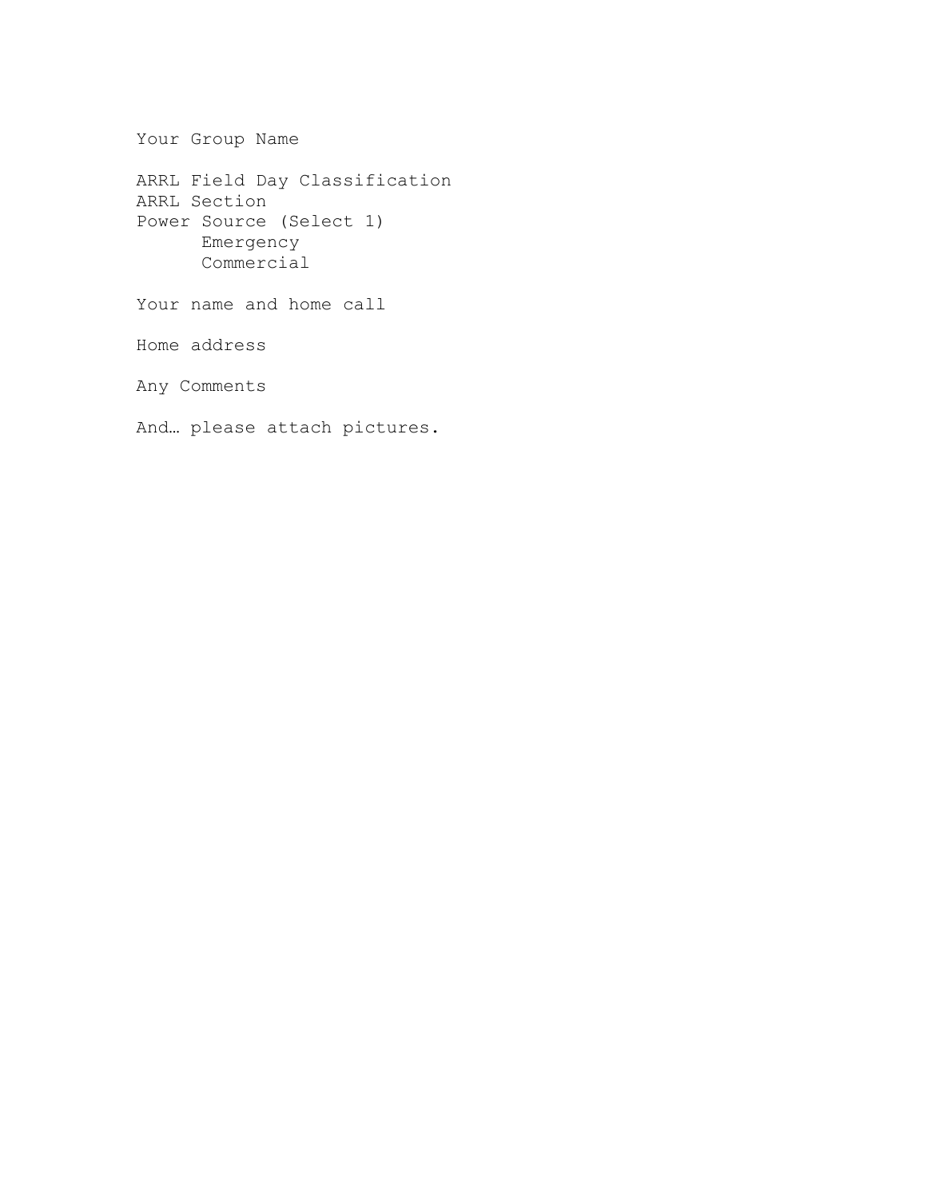Your Group Name

ARRL Field Day Classification
ARRL Section
Power Source (Select 1)
- Emergency
- Commercial

Your name and home call

Home address

Any Comments

And… please attach pictures.